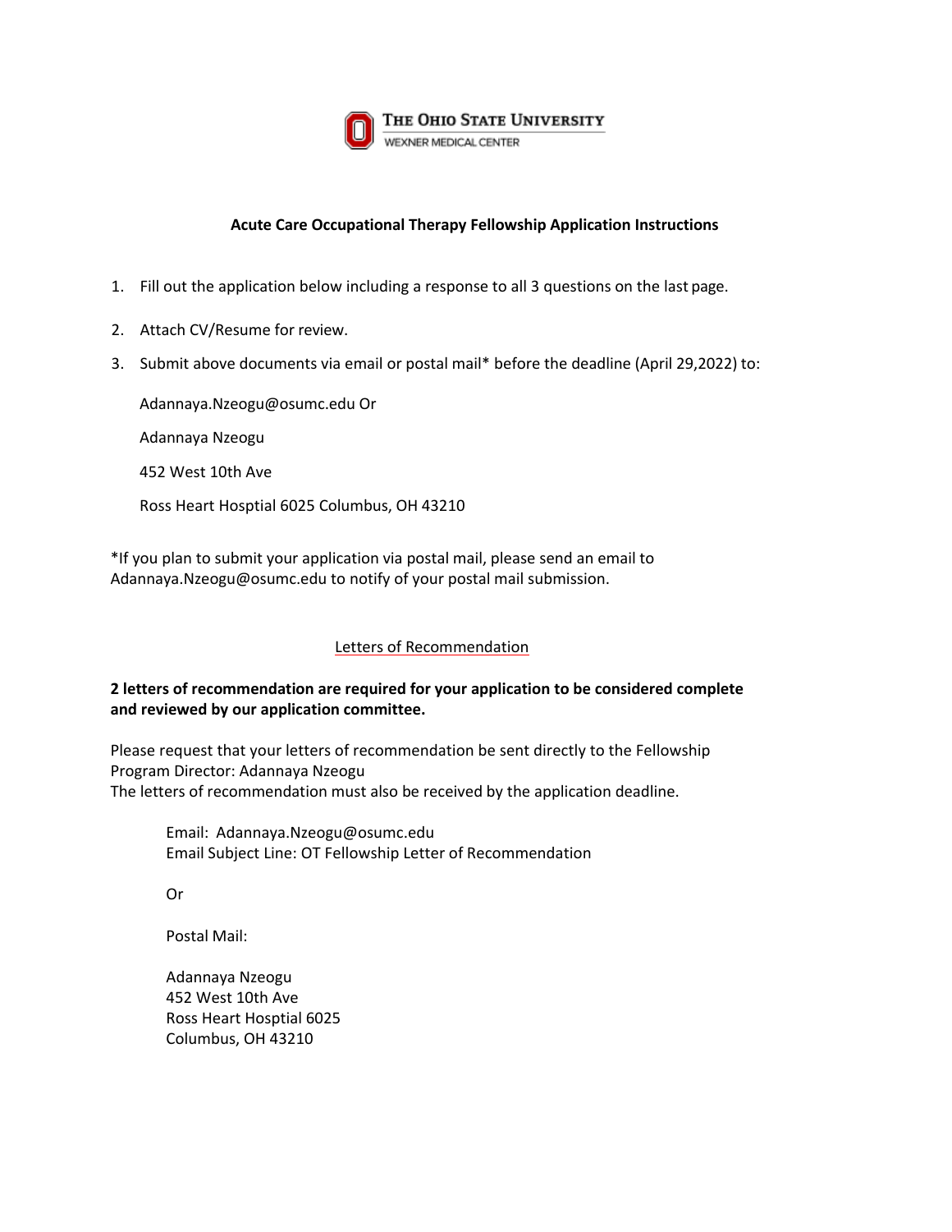The Ohio State University
Wexner Medical Center

**Acute Care Occupational Therapy Fellowship Application Instructions**

1. Fill out the application below including a response to all 3 questions on the last page.
2. Attach CV/Resume for review.
3. Submit above documents via email or postal mail* before the deadline (April 29,2022) to:

   Adannaya.Nzeogu@osumc.edu Or

   Adannaya Nzeogu

   452 West 10th Ave

   Ross Heart Hosptial 6025 Columbus, OH 43210

*If you plan to submit your application via postal mail, please send an email to Adannaya.Nzeogu@osumc.edu to notify of your postal mail submission.

<u>Letters of Recommendation</u>

**2 letters of recommendation are required for your application to be considered complete and reviewed by our application committee.**

Please request that your letters of recommendation be sent directly to the Fellowship Program Director: Adannaya Nzeogu
The letters of recommendation must also be received by the application deadline.

> Email: Adannaya.Nzeogu@osumc.edu
> Email Subject Line: OT Fellowship Letter of Recommendation
>
> Or
>
> Postal Mail:
>
> Adannaya Nzeogu
> 452 West 10th Ave
> Ross Heart Hosptial 6025
> Columbus, OH 43210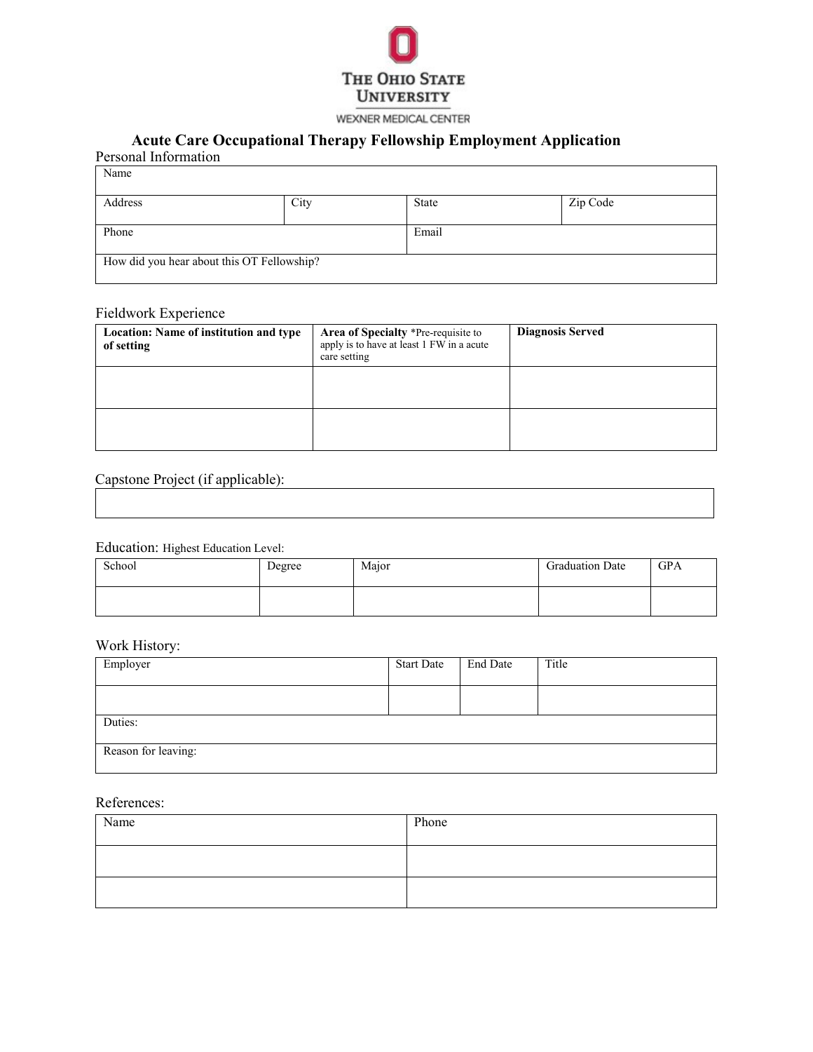THE OHIO STATE UNIVERSITY

WEXNER MEDICAL CENTER

# Acute Care Occupational Therapy Fellowship Employment Application

## Personal Information

| Name | | | |
|---|---|---|---|
| Address | City | State | Zip Code |
| Phone | | Email | |
| How did you hear about this OT Fellowship? | | | |

## Fieldwork Experience

| **Location: Name of institution and type of setting** | **Area of Specialty** *Pre-requisite to apply is to have at least 1 FW in a acute care setting | **Diagnosis Served** |
|---|---|---|
| | | |
| | | |

## Capstone Project (if applicable):

| |
|---|
| |

## Education: Highest Education Level:

| School | Degree | Major | Graduation Date | GPA |
|---|---|---|---|---|
| | | | | |

## Work History:

| Employer | Start Date | End Date | Title |
|---|---|---|---|
| | | | |
| Duties: | | | |
| Reason for leaving: | | | |

## References:

| Name | Phone |
|---|---|
| | |
| | |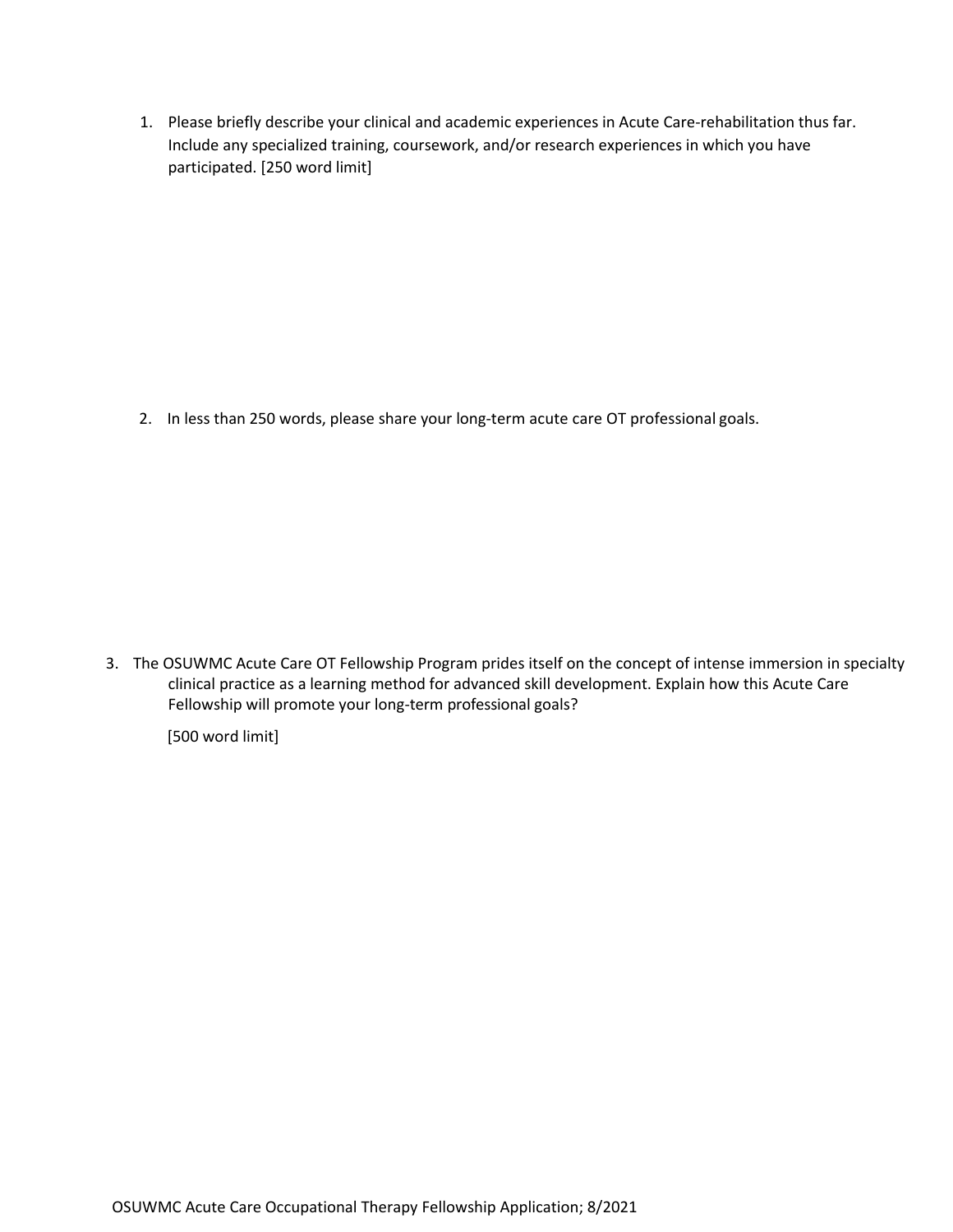1. Please briefly describe your clinical and academic experiences in Acute Care-rehabilitation thus far. Include any specialized training, coursework, and/or research experiences in which you have participated. [250 word limit]

2. In less than 250 words, please share your long-term acute care OT professional goals.

3. The OSUWMC Acute Care OT Fellowship Program prides itself on the concept of intense immersion in specialty clinical practice as a learning method for advanced skill development. Explain how this Acute Care Fellowship will promote your long-term professional goals?

   [500 word limit]